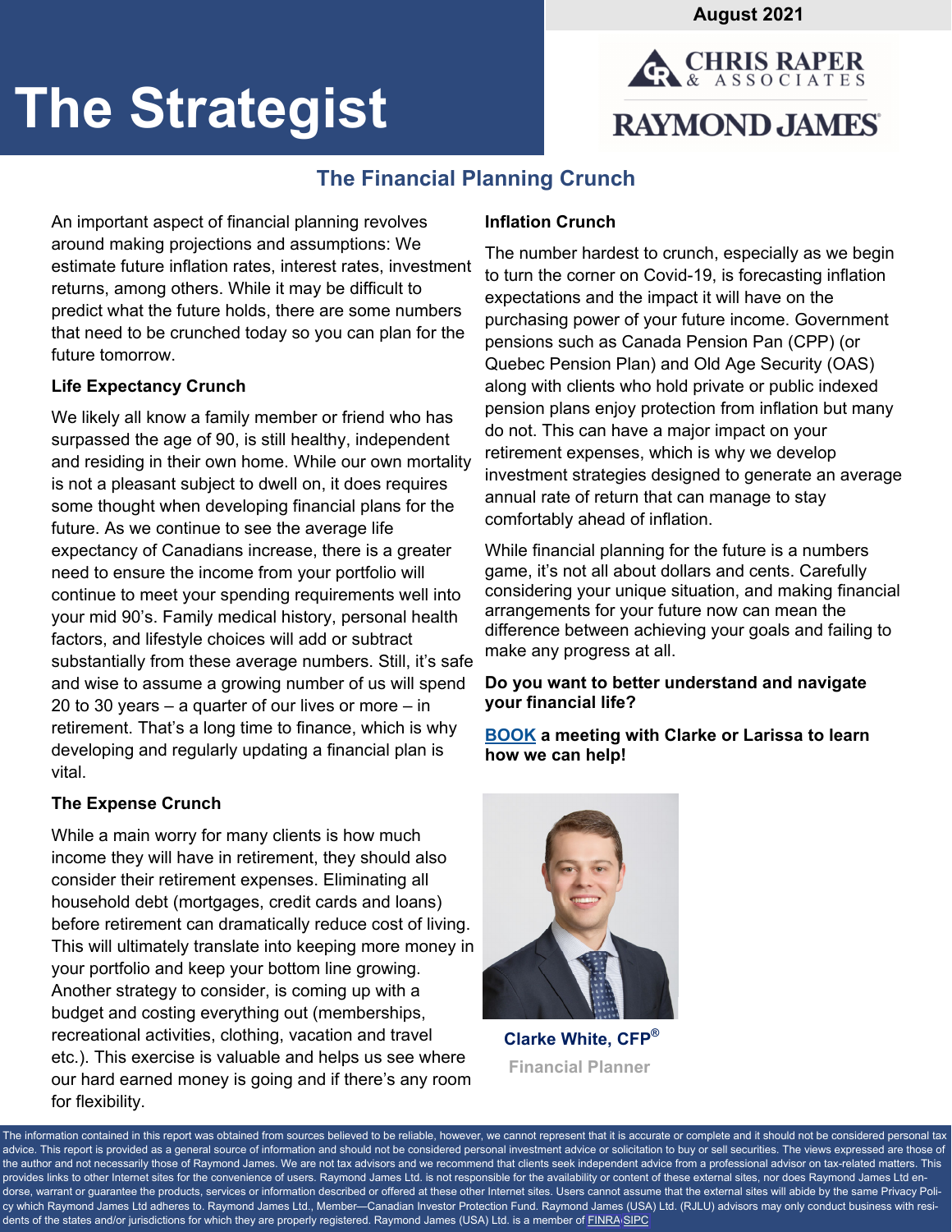August 2021

# The Strategist

CHRIS RAPER & ASSOCIATES

RAYMOND JAMES

## The Financial Planning Crunch

An important aspect of financial planning revolves around making projections and assumptions: We estimate future inflation rates, interest rates, investment returns, among others. While it may be difficult to predict what the future holds, there are some numbers that need to be crunched today so you can plan for the future tomorrow.

### Life Expectancy Crunch

We likely all know a family member or friend who has surpassed the age of 90, is still healthy, independent and residing in their own home. While our own mortality is not a pleasant subject to dwell on, it does requires some thought when developing financial plans for the future. As we continue to see the average life expectancy of Canadians increase, there is a greater need to ensure the income from your portfolio will continue to meet your spending requirements well into your mid 90's. Family medical history, personal health factors, and lifestyle choices will add or subtract substantially from these average numbers. Still, it's safe and wise to assume a growing number of us will spend 20 to 30 years – a quarter of our lives or more – in retirement. That's a long time to finance, which is why developing and regularly updating a financial plan is vital.

### The Expense Crunch

While a main worry for many clients is how much income they will have in retirement, they should also consider their retirement expenses. Eliminating all household debt (mortgages, credit cards and loans) before retirement can dramatically reduce cost of living. This will ultimately translate into keeping more money in your portfolio and keep your bottom line growing. Another strategy to consider, is coming up with a budget and costing everything out (memberships, recreational activities, clothing, vacation and travel etc.). This exercise is valuable and helps us see where our hard earned money is going and if there's any room for flexibility.

### Inflation Crunch

The number hardest to crunch, especially as we begin to turn the corner on Covid-19, is forecasting inflation expectations and the impact it will have on the purchasing power of your future income. Government pensions such as Canada Pension Pan (CPP) (or Quebec Pension Plan) and Old Age Security (OAS) along with clients who hold private or public indexed pension plans enjoy protection from inflation but many do not. This can have a major impact on your retirement expenses, which is why we develop investment strategies designed to generate an average annual rate of return that can manage to stay comfortably ahead of inflation.

While financial planning for the future is a numbers game, it's not all about dollars and cents. Carefully considering your unique situation, and making financial arrangements for your future now can mean the difference between achieving your goals and failing to make any progress at all.

**Do you want to better understand and navigate your financial life?**

**BOOK a meeting with Clarke or Larissa to learn how we can help!**

**Clarke White, CFP®**

**Financial Planner**

The information contained in this report was obtained from sources believed to be reliable, however, we cannot represent that it is accurate or complete and it should not be considered personal tax advice. This report is provided as a general source of information and should not be considered personal investment advice or solicitation to buy or sell securities. The views expressed are those of the author and not necessarily those of Raymond James. We are not tax advisors and we recommend that clients seek independent advice from a professional advisor on tax-related matters. This provides links to other Internet sites for the convenience of users. Raymond James Ltd. is not responsible for the availability or content of these external sites, nor does Raymond James Ltd endorse, warrant or guarantee the products, services or information described or offered at these other Internet sites. Users cannot assume that the external sites will abide by the same Privacy Policy which Raymond James Ltd adheres to. Raymond James Ltd., Member—Canadian Investor Protection Fund. Raymond James (USA) Ltd. (RJLU) advisors may only conduct business with residents of the states and/or jurisdictions for which they are properly registered. Raymond James (USA) Ltd. is a member of FINRA/SIPC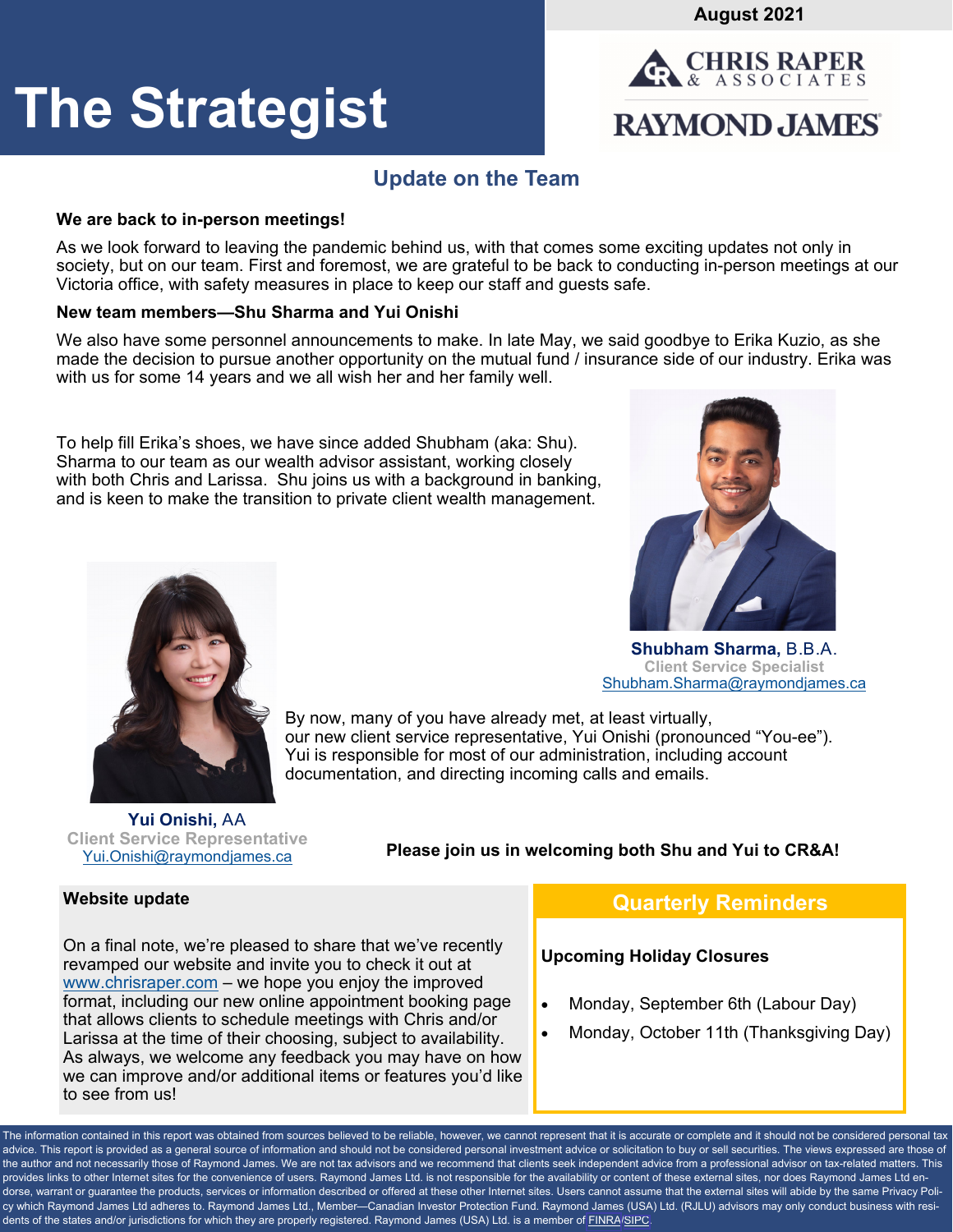August 2021

# The Strategist

CHRIS RAPER & ASSOCIATES

RAYMOND JAMES

## Update on the Team

**We are back to in-person meetings!**

As we look forward to leaving the pandemic behind us, with that comes some exciting updates not only in society, but on our team. First and foremost, we are grateful to be back to conducting in-person meetings at our Victoria office, with safety measures in place to keep our staff and guests safe.

**New team members—Shu Sharma and Yui Onishi**

We also have some personnel announcements to make. In late May, we said goodbye to Erika Kuzio, as she made the decision to pursue another opportunity on the mutual fund / insurance side of our industry. Erika was with us for some 14 years and we all wish her and her family well.

To help fill Erika's shoes, we have since added Shubham (aka: Shu). Sharma to our team as our wealth advisor assistant, working closely with both Chris and Larissa. Shu joins us with a background in banking, and is keen to make the transition to private client wealth management.

**Shubham Sharma,** B.B.A.
Client Service Specialist
Shubham.Sharma@raymondjames.ca

By now, many of you have already met, at least virtually, our new client service representative, Yui Onishi (pronounced "You-ee"). Yui is responsible for most of our administration, including account documentation, and directing incoming calls and emails.

**Yui Onishi,** AA
Client Service Representative
Yui.Onishi@raymondjames.ca

**Please join us in welcoming both Shu and Yui to CR&A!**

### Website update

On a final note, we're pleased to share that we've recently revamped our website and invite you to check it out at www.chrisraper.com – we hope you enjoy the improved format, including our new online appointment booking page that allows clients to schedule meetings with Chris and/or Larissa at the time of their choosing, subject to availability. As always, we welcome any feedback you may have on how we can improve and/or additional items or features you'd like to see from us!

### Quarterly Reminders

**Upcoming Holiday Closures**

- Monday, September 6th (Labour Day)
- Monday, October 11th (Thanksgiving Day)

The information contained in this report was obtained from sources believed to be reliable, however, we cannot represent that it is accurate or complete and it should not be considered personal tax advice. This report is provided as a general source of information and should not be considered personal investment advice or solicitation to buy or sell securities. The views expressed are those of the author and not necessarily those of Raymond James. We are not tax advisors and we recommend that clients seek independent advice from a professional advisor on tax-related matters. This provides links to other Internet sites for the convenience of users. Raymond James Ltd. is not responsible for the availability or content of these external sites, nor does Raymond James Ltd endorse, warrant or guarantee the products, services or information described or offered at these other Internet sites. Users cannot assume that the external sites will abide by the same Privacy Policy which Raymond James Ltd adheres to. Raymond James Ltd., Member—Canadian Investor Protection Fund. Raymond James (USA) Ltd. (RJLU) advisors may only conduct business with residents of the states and/or jurisdictions for which they are properly registered. Raymond James (USA) Ltd. is a member of FINRA/SIPC.